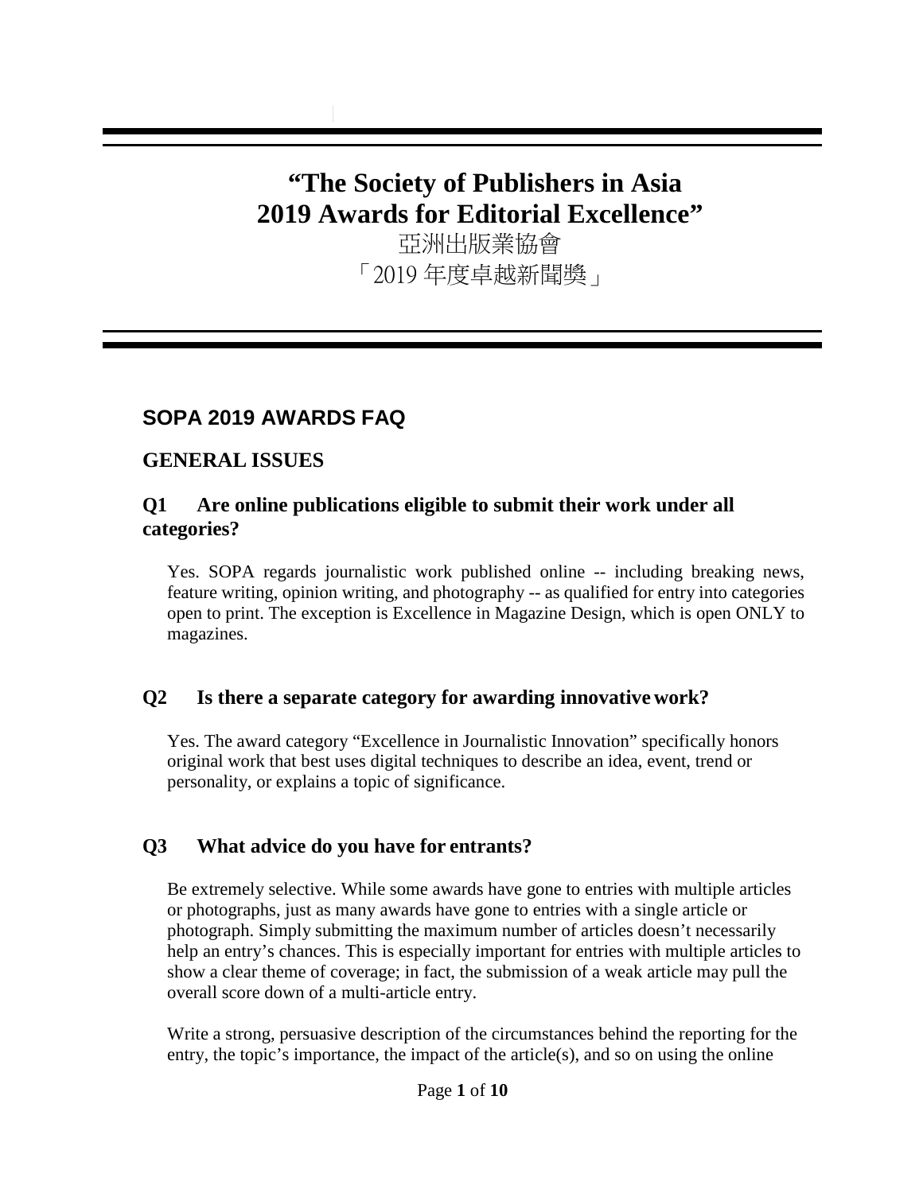# "The Society of Publishers in Asia 2019 Awards for Editorial Excellence"

亞洲出版業協會

「2019 年度卓越新聞獎」

## SOPA 2019 AWARDS FAQ

## GENERAL ISSUES

### Q1 Are online publications eligible to submit their work under all categories?

Yes. SOPA regards journalistic work published online -- including breaking news, feature writing, opinion writing, and photography -- as qualified for entry into categories open to print. The exception is Excellence in Magazine Design, which is open ONLY to magazines.

### Q2 Is there a separate category for awarding innovative work?

Yes. The award category "Excellence in Journalistic Innovation" specifically honors original work that best uses digital techniques to describe an idea, event, trend or personality, or explains a topic of significance.

### Q3 What advice do you have for entrants?

Be extremely selective. While some awards have gone to entries with multiple articles or photographs, just as many awards have gone to entries with a single article or photograph. Simply submitting the maximum number of articles doesn't necessarily help an entry's chances. This is especially important for entries with multiple articles to show a clear theme of coverage; in fact, the submission of a weak article may pull the overall score down of a multi-article entry.

Write a strong, persuasive description of the circumstances behind the reporting for the entry, the topic's importance, the impact of the article(s), and so on using the online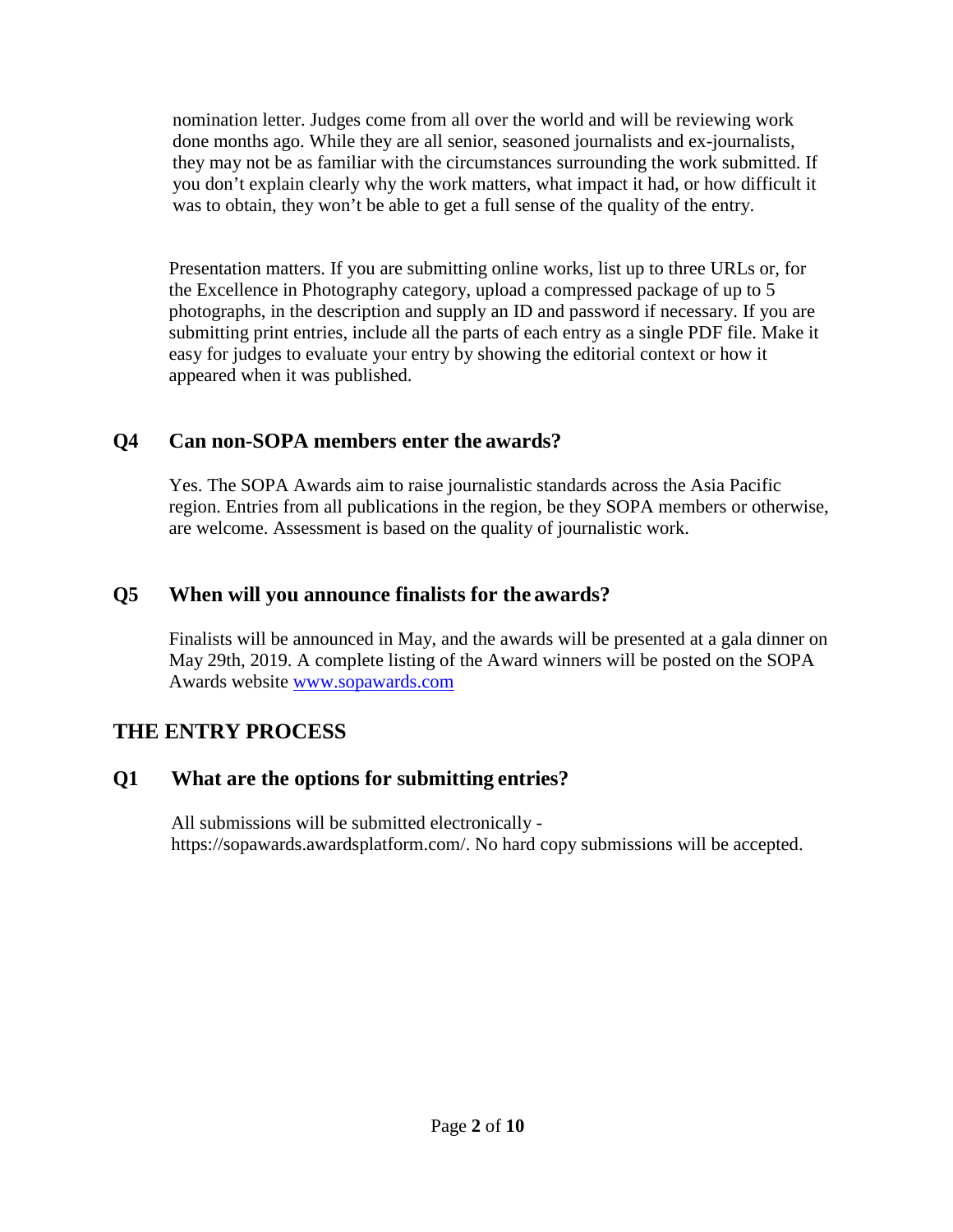nomination letter. Judges come from all over the world and will be reviewing work done months ago. While they are all senior, seasoned journalists and ex-journalists, they may not be as familiar with the circumstances surrounding the work submitted. If you don't explain clearly why the work matters, what impact it had, or how difficult it was to obtain, they won't be able to get a full sense of the quality of the entry.

Presentation matters. If you are submitting online works, list up to three URLs or, for the Excellence in Photography category, upload a compressed package of up to 5 photographs, in the description and supply an ID and password if necessary. If you are submitting print entries, include all the parts of each entry as a single PDF file. Make it easy for judges to evaluate your entry by showing the editorial context or how it appeared when it was published.

### Q4 Can non-SOPA members enter the awards?

Yes. The SOPA Awards aim to raise journalistic standards across the Asia Pacific region. Entries from all publications in the region, be they SOPA members or otherwise, are welcome. Assessment is based on the quality of journalistic work.

### Q5 When will you announce finalists for the awards?

Finalists will be announced in May, and the awards will be presented at a gala dinner on May 29th, 2019. A complete listing of the Award winners will be posted on the SOPA Awards website [www.sopawards.com](www.sopawards.com)

## THE ENTRY PROCESS

### Q1 What are the options for submitting entries?

All submissions will be submitted electronically - https://sopawards.awardsplatform.com/. No hard copy submissions will be accepted.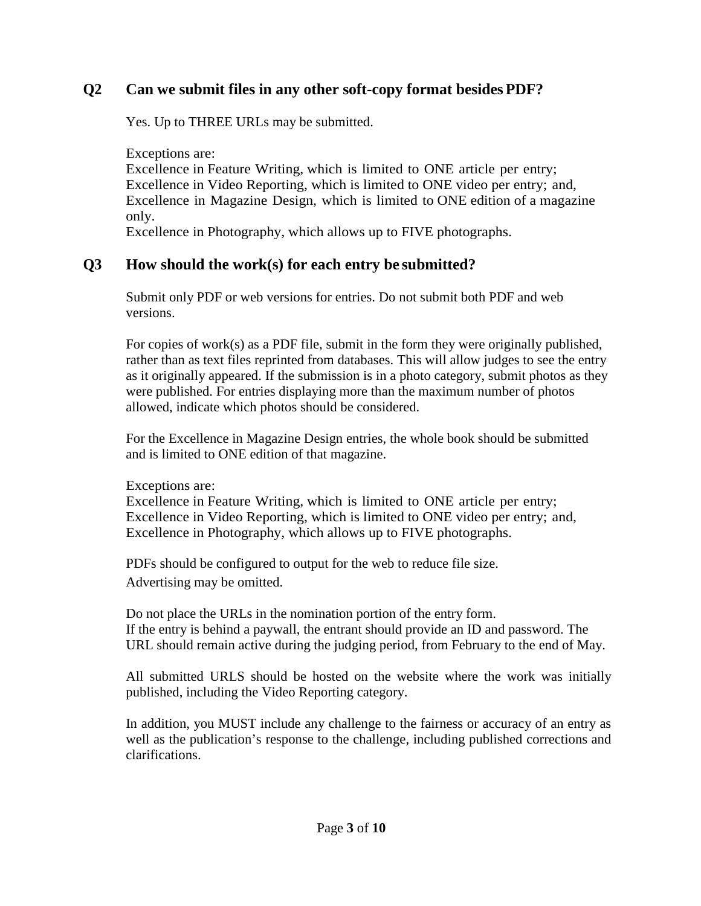## Q2 Can we submit files in any other soft-copy format besides PDF?

Yes. Up to THREE URLs may be submitted.

Exceptions are:
Excellence in Feature Writing, which is limited to ONE article per entry;
Excellence in Video Reporting, which is limited to ONE video per entry; and,
Excellence in Magazine Design, which is limited to ONE edition of a magazine only.
Excellence in Photography, which allows up to FIVE photographs.

## Q3 How should the work(s) for each entry be submitted?

Submit only PDF or web versions for entries. Do not submit both PDF and web versions.

For copies of work(s) as a PDF file, submit in the form they were originally published, rather than as text files reprinted from databases. This will allow judges to see the entry as it originally appeared. If the submission is in a photo category, submit photos as they were published. For entries displaying more than the maximum number of photos allowed, indicate which photos should be considered.

For the Excellence in Magazine Design entries, the whole book should be submitted and is limited to ONE edition of that magazine.

Exceptions are:
Excellence in Feature Writing, which is limited to ONE article per entry;
Excellence in Video Reporting, which is limited to ONE video per entry; and,
Excellence in Photography, which allows up to FIVE photographs.

PDFs should be configured to output for the web to reduce file size.
Advertising may be omitted.

Do not place the URLs in the nomination portion of the entry form.
If the entry is behind a paywall, the entrant should provide an ID and password. The URL should remain active during the judging period, from February to the end of May.

All submitted URLS should be hosted on the website where the work was initially published, including the Video Reporting category.

In addition, you MUST include any challenge to the fairness or accuracy of an entry as well as the publication's response to the challenge, including published corrections and clarifications.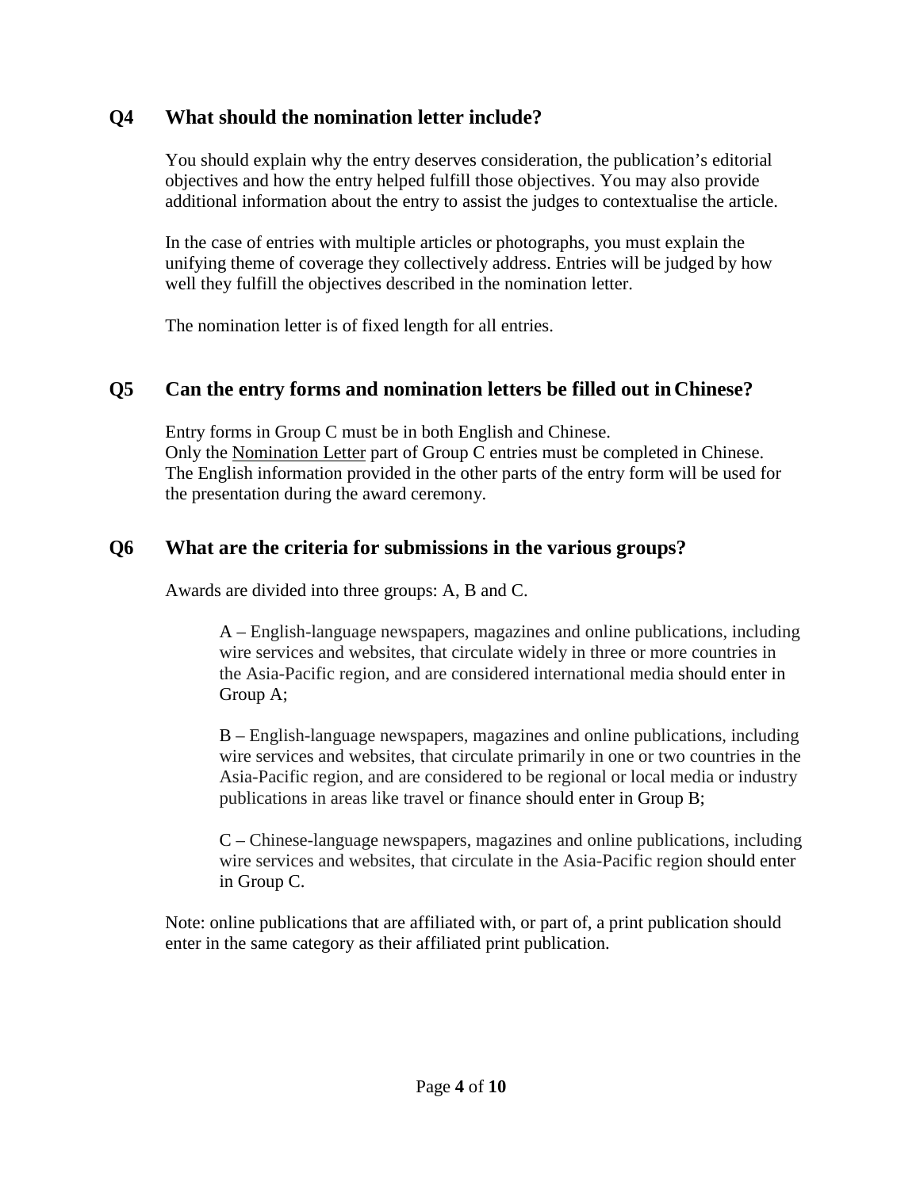## Q4 What should the nomination letter include?

You should explain why the entry deserves consideration, the publication's editorial objectives and how the entry helped fulfill those objectives. You may also provide additional information about the entry to assist the judges to contextualise the article.

In the case of entries with multiple articles or photographs, you must explain the unifying theme of coverage they collectively address. Entries will be judged by how well they fulfill the objectives described in the nomination letter.

The nomination letter is of fixed length for all entries.

## Q5 Can the entry forms and nomination letters be filled out in Chinese?

Entry forms in Group C must be in both English and Chinese.
Only the <u>Nomination Letter</u> part of Group C entries must be completed in Chinese. The English information provided in the other parts of the entry form will be used for the presentation during the award ceremony.

## Q6 What are the criteria for submissions in the various groups?

Awards are divided into three groups: A, B and C.

> A – English-language newspapers, magazines and online publications, including wire services and websites, that circulate widely in three or more countries in the Asia-Pacific region, and are considered international media should enter in Group A;
>
> B – English-language newspapers, magazines and online publications, including wire services and websites, that circulate primarily in one or two countries in the Asia-Pacific region, and are considered to be regional or local media or industry publications in areas like travel or finance should enter in Group B;
>
> C – Chinese-language newspapers, magazines and online publications, including wire services and websites, that circulate in the Asia-Pacific region should enter in Group C.

Note: online publications that are affiliated with, or part of, a print publication should enter in the same category as their affiliated print publication.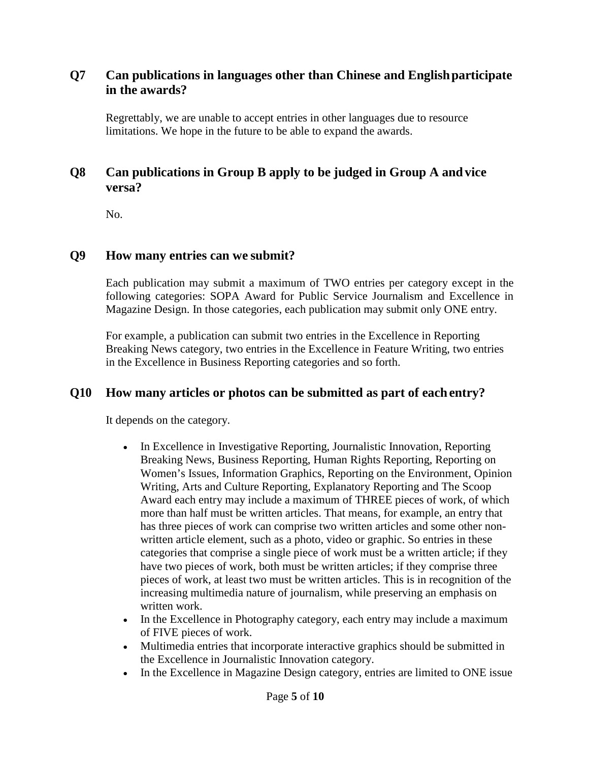## Q7 Can publications in languages other than Chinese and English participate in the awards?

Regrettably, we are unable to accept entries in other languages due to resource limitations. We hope in the future to be able to expand the awards.

## Q8 Can publications in Group B apply to be judged in Group A and vice versa?

No.

## Q9 How many entries can we submit?

Each publication may submit a maximum of TWO entries per category except in the following categories: SOPA Award for Public Service Journalism and Excellence in Magazine Design. In those categories, each publication may submit only ONE entry.

For example, a publication can submit two entries in the Excellence in Reporting Breaking News category, two entries in the Excellence in Feature Writing, two entries in the Excellence in Business Reporting categories and so forth.

## Q10 How many articles or photos can be submitted as part of each entry?

It depends on the category.

- In Excellence in Investigative Reporting, Journalistic Innovation, Reporting Breaking News, Business Reporting, Human Rights Reporting, Reporting on Women's Issues, Information Graphics, Reporting on the Environment, Opinion Writing, Arts and Culture Reporting, Explanatory Reporting and The Scoop Award each entry may include a maximum of THREE pieces of work, of which more than half must be written articles. That means, for example, an entry that has three pieces of work can comprise two written articles and some other non-written article element, such as a photo, video or graphic. So entries in these categories that comprise a single piece of work must be a written article; if they have two pieces of work, both must be written articles; if they comprise three pieces of work, at least two must be written articles. This is in recognition of the increasing multimedia nature of journalism, while preserving an emphasis on written work.
- In the Excellence in Photography category, each entry may include a maximum of FIVE pieces of work.
- Multimedia entries that incorporate interactive graphics should be submitted in the Excellence in Journalistic Innovation category.
- In the Excellence in Magazine Design category, entries are limited to ONE issue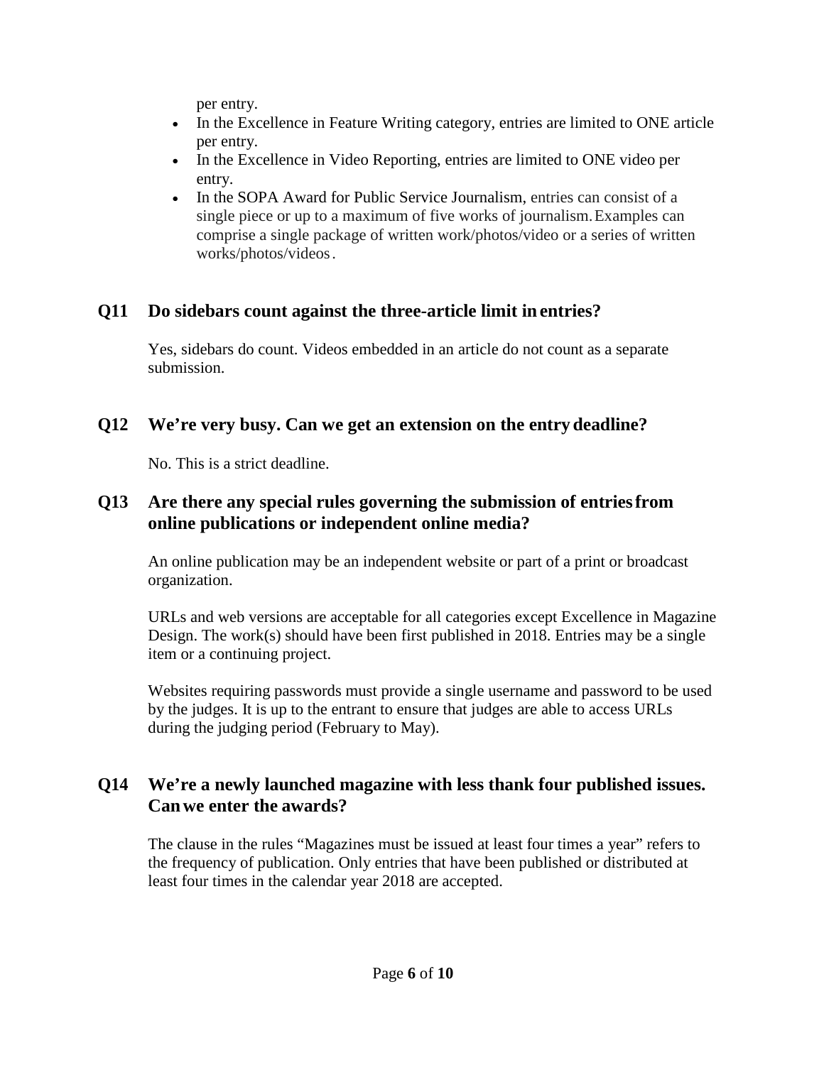per entry.

- In the Excellence in Feature Writing category, entries are limited to ONE article per entry.
- In the Excellence in Video Reporting, entries are limited to ONE video per entry.
- In the SOPA Award for Public Service Journalism, entries can consist of a single piece or up to a maximum of five works of journalism. Examples can comprise a single package of written work/photos/video or a series of written works/photos/videos.

## Q11 Do sidebars count against the three-article limit in entries?

Yes, sidebars do count. Videos embedded in an article do not count as a separate submission.

## Q12 We're very busy. Can we get an extension on the entry deadline?

No. This is a strict deadline.

## Q13 Are there any special rules governing the submission of entries from online publications or independent online media?

An online publication may be an independent website or part of a print or broadcast organization.

URLs and web versions are acceptable for all categories except Excellence in Magazine Design. The work(s) should have been first published in 2018. Entries may be a single item or a continuing project.

Websites requiring passwords must provide a single username and password to be used by the judges. It is up to the entrant to ensure that judges are able to access URLs during the judging period (February to May).

## Q14 We're a newly launched magazine with less thank four published issues. Can we enter the awards?

The clause in the rules "Magazines must be issued at least four times a year" refers to the frequency of publication. Only entries that have been published or distributed at least four times in the calendar year 2018 are accepted.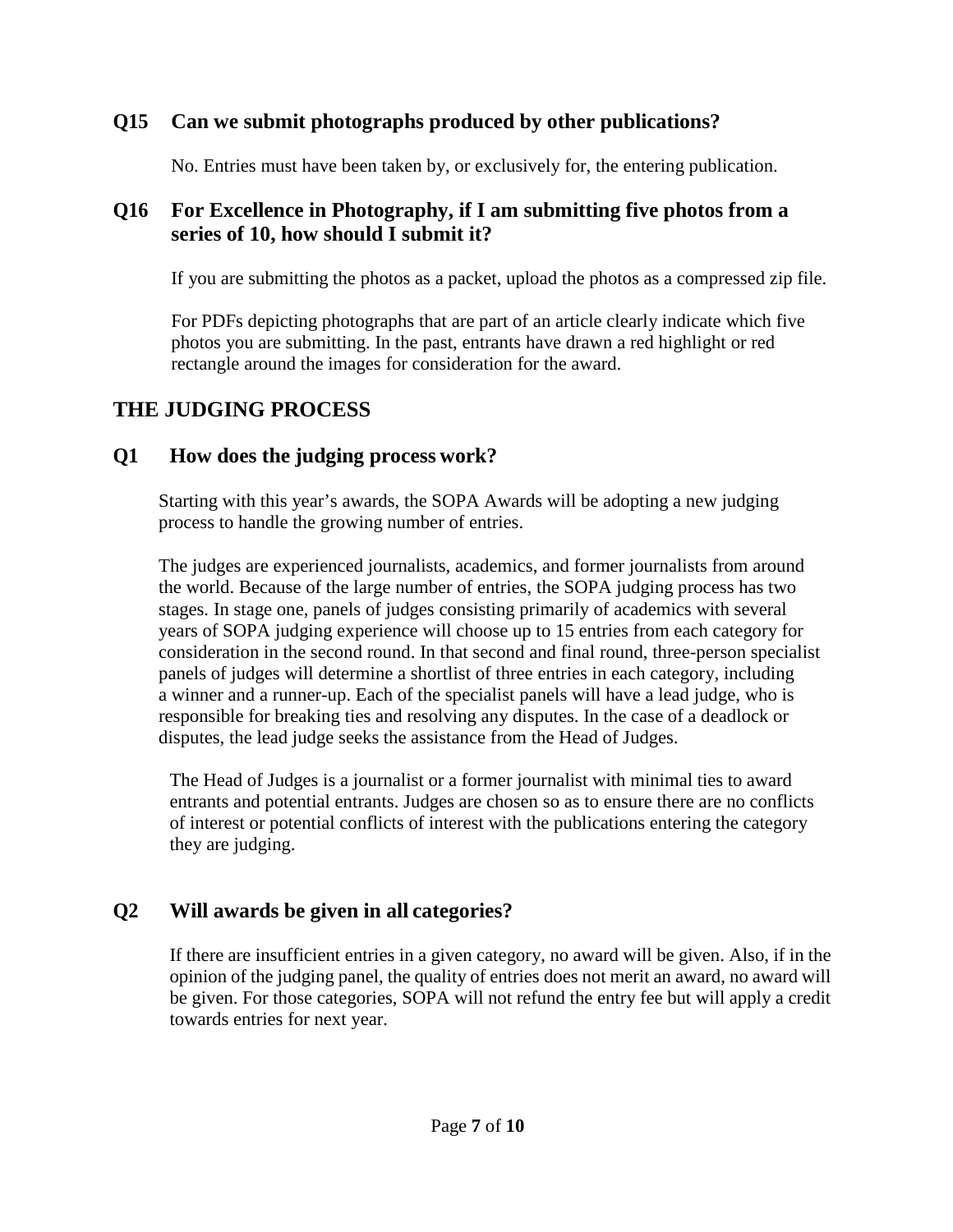### Q15 Can we submit photographs produced by other publications?

No. Entries must have been taken by, or exclusively for, the entering publication.

### Q16 For Excellence in Photography, if I am submitting five photos from a series of 10, how should I submit it?

If you are submitting the photos as a packet, upload the photos as a compressed zip file.

For PDFs depicting photographs that are part of an article clearly indicate which five photos you are submitting. In the past, entrants have drawn a red highlight or red rectangle around the images for consideration for the award.

## THE JUDGING PROCESS

### Q1 How does the judging process work?

Starting with this year's awards, the SOPA Awards will be adopting a new judging process to handle the growing number of entries.

The judges are experienced journalists, academics, and former journalists from around the world. Because of the large number of entries, the SOPA judging process has two stages. In stage one, panels of judges consisting primarily of academics with several years of SOPA judging experience will choose up to 15 entries from each category for consideration in the second round. In that second and final round, three-person specialist panels of judges will determine a shortlist of three entries in each category, including a winner and a runner-up. Each of the specialist panels will have a lead judge, who is responsible for breaking ties and resolving any disputes. In the case of a deadlock or disputes, the lead judge seeks the assistance from the Head of Judges.

The Head of Judges is a journalist or a former journalist with minimal ties to award entrants and potential entrants. Judges are chosen so as to ensure there are no conflicts of interest or potential conflicts of interest with the publications entering the category they are judging.

### Q2 Will awards be given in all categories?

If there are insufficient entries in a given category, no award will be given. Also, if in the opinion of the judging panel, the quality of entries does not merit an award, no award will be given. For those categories, SOPA will not refund the entry fee but will apply a credit towards entries for next year.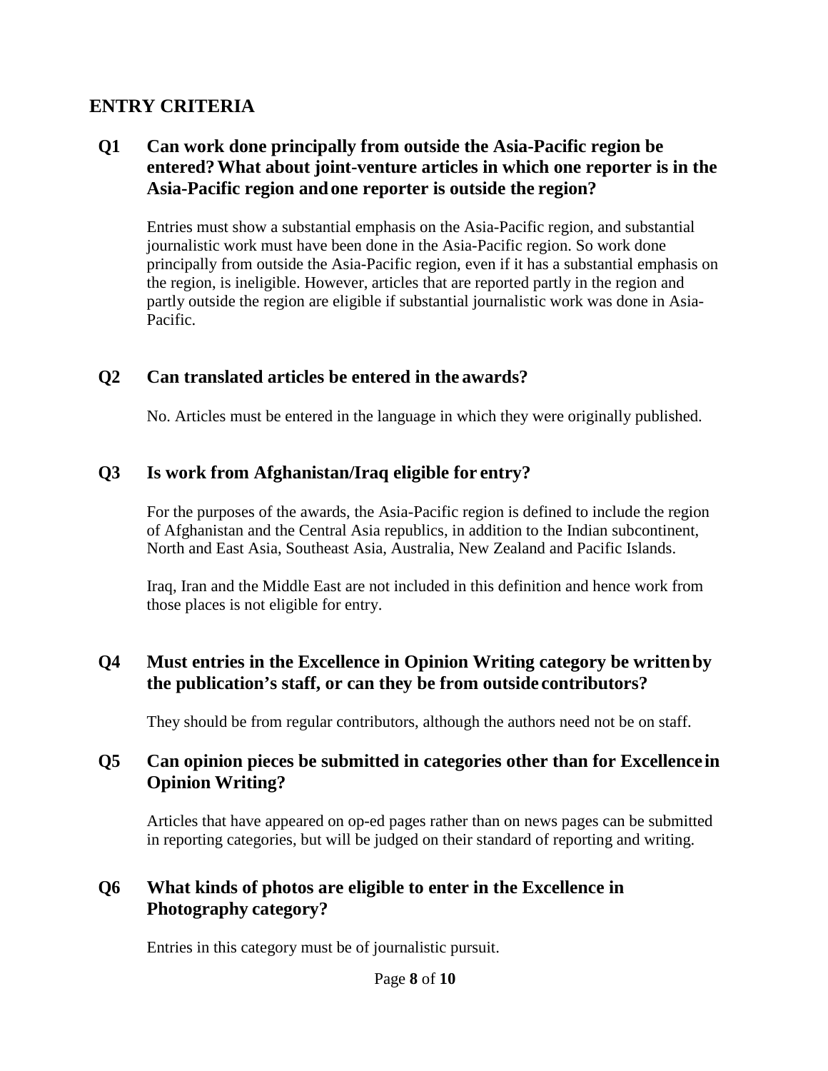## ENTRY CRITERIA

### Q1 Can work done principally from outside the Asia-Pacific region be entered? What about joint-venture articles in which one reporter is in the Asia-Pacific region and one reporter is outside the region?

Entries must show a substantial emphasis on the Asia-Pacific region, and substantial journalistic work must have been done in the Asia-Pacific region. So work done principally from outside the Asia-Pacific region, even if it has a substantial emphasis on the region, is ineligible. However, articles that are reported partly in the region and partly outside the region are eligible if substantial journalistic work was done in Asia-Pacific.

### Q2 Can translated articles be entered in the awards?

No. Articles must be entered in the language in which they were originally published.

### Q3 Is work from Afghanistan/Iraq eligible for entry?

For the purposes of the awards, the Asia-Pacific region is defined to include the region of Afghanistan and the Central Asia republics, in addition to the Indian subcontinent, North and East Asia, Southeast Asia, Australia, New Zealand and Pacific Islands.

Iraq, Iran and the Middle East are not included in this definition and hence work from those places is not eligible for entry.

### Q4 Must entries in the Excellence in Opinion Writing category be written by the publication's staff, or can they be from outside contributors?

They should be from regular contributors, although the authors need not be on staff.

### Q5 Can opinion pieces be submitted in categories other than for Excellence in Opinion Writing?

Articles that have appeared on op-ed pages rather than on news pages can be submitted in reporting categories, but will be judged on their standard of reporting and writing.

### Q6 What kinds of photos are eligible to enter in the Excellence in Photography category?

Entries in this category must be of journalistic pursuit.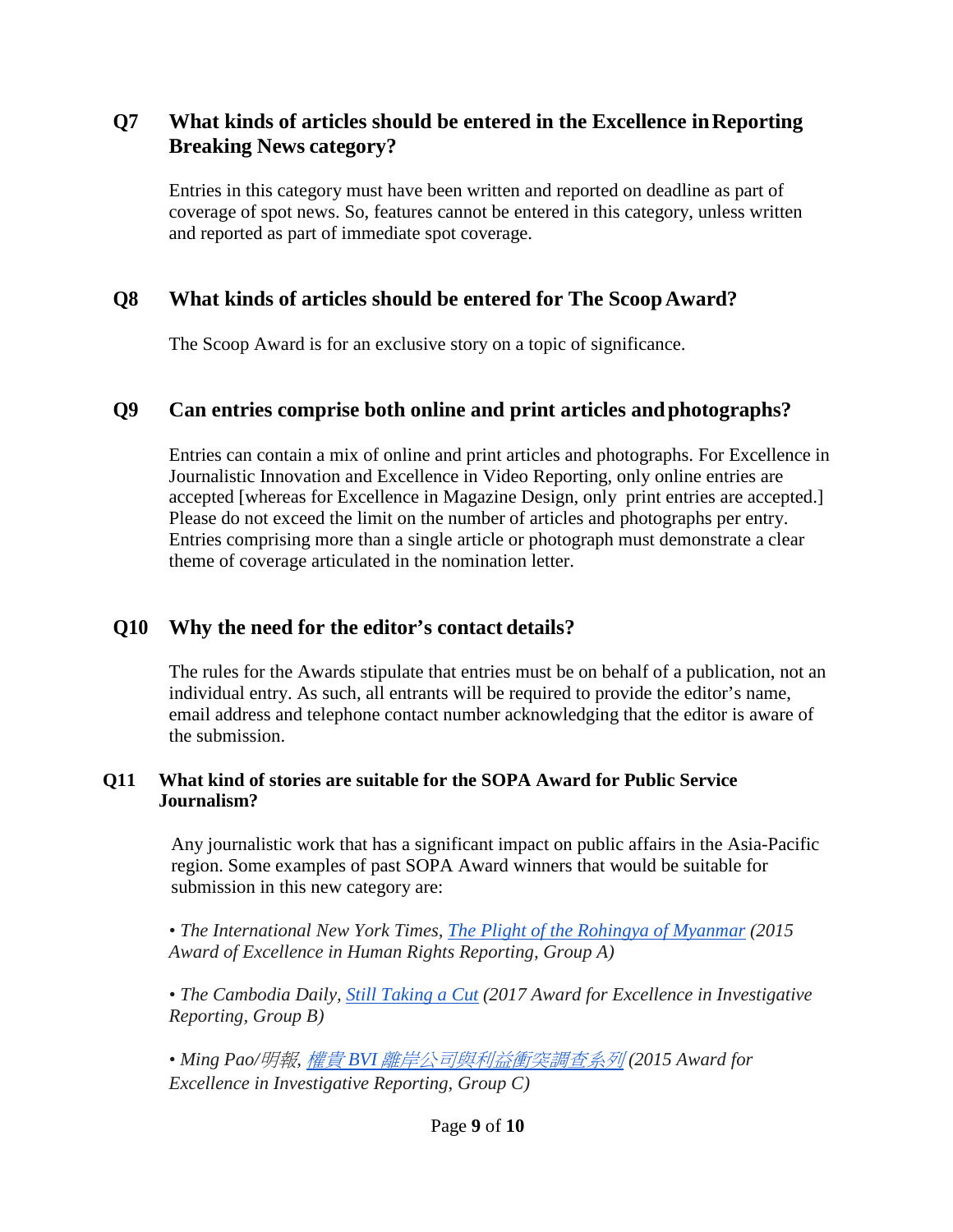## Q7 What kinds of articles should be entered in the Excellence in Reporting Breaking News category?

Entries in this category must have been written and reported on deadline as part of coverage of spot news. So, features cannot be entered in this category, unless written and reported as part of immediate spot coverage.

## Q8 What kinds of articles should be entered for The Scoop Award?

The Scoop Award is for an exclusive story on a topic of significance.

## Q9 Can entries comprise both online and print articles and photographs?

Entries can contain a mix of online and print articles and photographs. For Excellence in Journalistic Innovation and Excellence in Video Reporting, only online entries are accepted [whereas for Excellence in Magazine Design, only print entries are accepted.] Please do not exceed the limit on the number of articles and photographs per entry. Entries comprising more than a single article or photograph must demonstrate a clear theme of coverage articulated in the nomination letter.

## Q10 Why the need for the editor's contact details?

The rules for the Awards stipulate that entries must be on behalf of a publication, not an individual entry. As such, all entrants will be required to provide the editor's name, email address and telephone contact number acknowledging that the editor is aware of the submission.

## Q11 What kind of stories are suitable for the SOPA Award for Public Service Journalism?

Any journalistic work that has a significant impact on public affairs in the Asia-Pacific region. Some examples of past SOPA Award winners that would be suitable for submission in this new category are:

- *The International New York Times, The Plight of the Rohingya of Myanmar (2015 Award of Excellence in Human Rights Reporting, Group A)*
- *The Cambodia Daily, Still Taking a Cut (2017 Award for Excellence in Investigative Reporting, Group B)*
- *Ming Pao/明報, 權貴BVI離岸公司與利益衝突調查系列 (2015 Award for Excellence in Investigative Reporting, Group C)*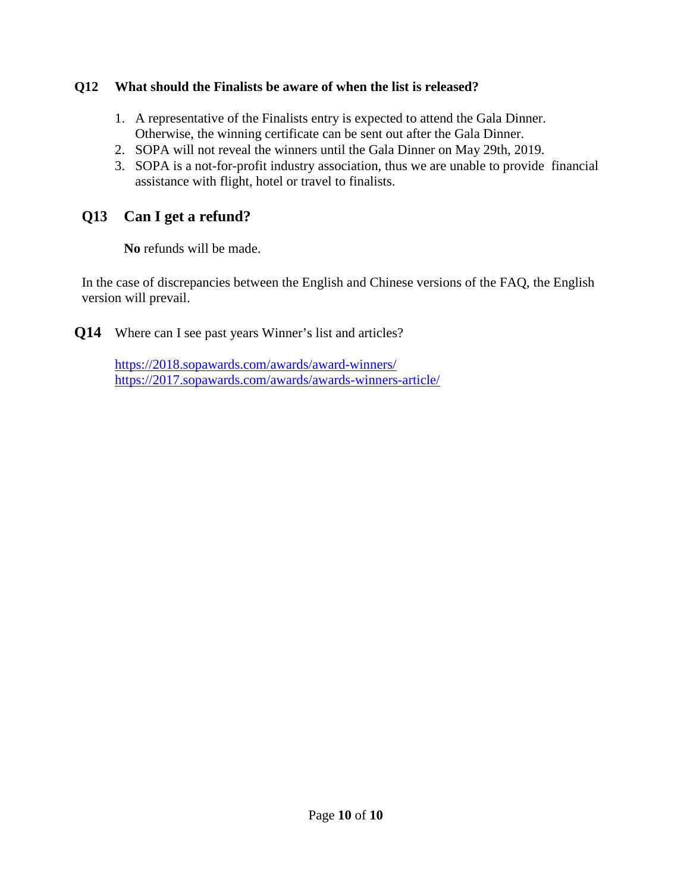**Q12 What should the Finalists be aware of when the list is released?**

1. A representative of the Finalists entry is expected to attend the Gala Dinner. Otherwise, the winning certificate can be sent out after the Gala Dinner.
2. SOPA will not reveal the winners until the Gala Dinner on May 29th, 2019.
3. SOPA is a not-for-profit industry association, thus we are unable to provide financial assistance with flight, hotel or travel to finalists.

## Q13 Can I get a refund?

**No** refunds will be made.

In the case of discrepancies between the English and Chinese versions of the FAQ, the English version will prevail.

**Q14** Where can I see past years Winner's list and articles?

https://2018.sopawards.com/awards/award-winners/
https://2017.sopawards.com/awards/awards-winners-article/